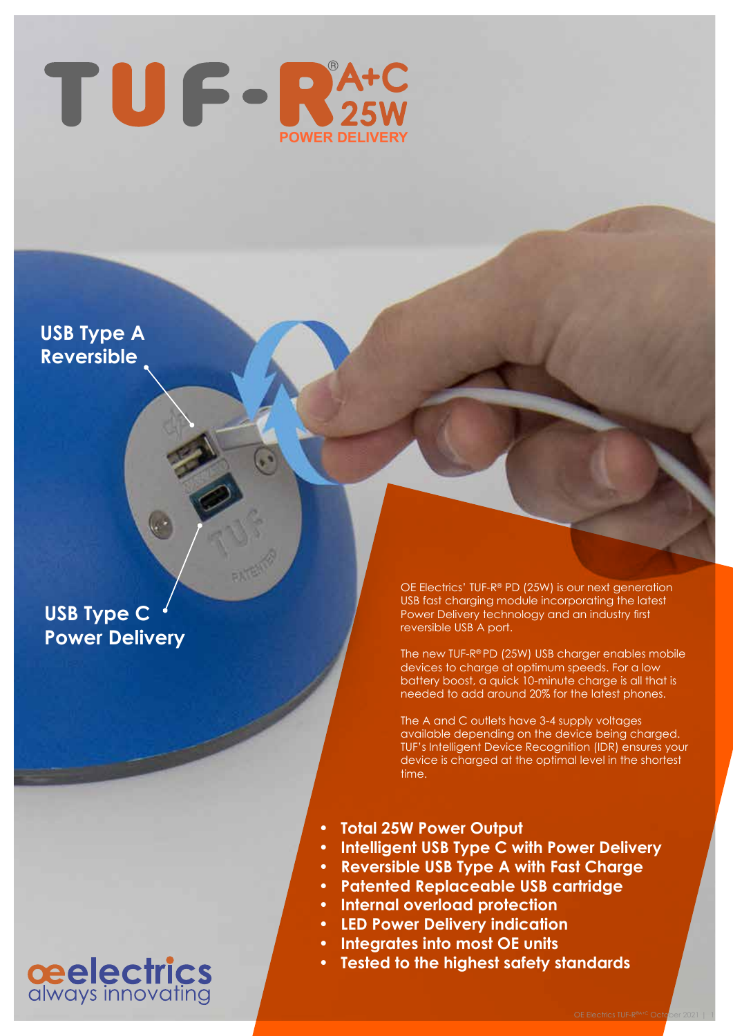# TUF-R® A+C 25W POWER DELIVERY

**USB Type A Reversible**

**USB Type C Power Delivery**

OE Electrics' TUF-R® PD (25W) is our next generation USB fast charging module incorporating the latest Power Delivery technology and an industry first reversible USB A port.

The new TUF-R® PD (25W) USB charger enables mobile devices to charge at optimum speeds. For a low battery boost, a quick 10-minute charge is all that is needed to add around 20% for the latest phones.

The A and C outlets have 3-4 supply voltages available depending on the device being charged. TUF's Intelligent Device Recognition (IDR) ensures your device is charged at the optimal level in the shortest time.

- **Total 25W Power Output**
- **Intelligent USB Type C with Power Delivery**
- **Reversible USB Type A with Fast Charge**
- **Patented Replaceable USB cartridge**
- **Internal overload protection**
- **LED Power Delivery indication**
- **Integrates into most OE units**
- **Tested to the highest safety standards**

oeelectrics always innovating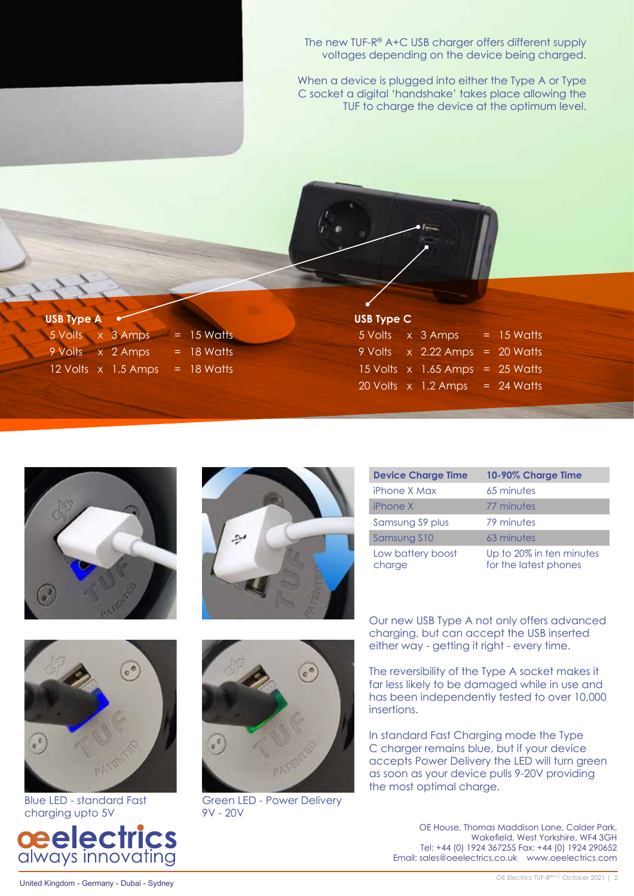The new TUF-R® A+C USB charger offers different supply voltages depending on the device being charged.

When a device is plugged into either the Type A or Type C socket a digital 'handshake' takes place allowing the TUF to charge the device at the optimum level.

**USB Type A**

| Volts | | Amps | | Watts |
|---|---|---|---|---|
| 5 Volts | x | 3 Amps | = | 15 Watts |
| 9 Volts | x | 2 Amps | = | 18 Watts |
| 12 Volts | x | 1.5 Amps | = | 18 Watts |

**USB Type C**

| Volts | | Amps | | Watts |
|---|---|---|---|---|
| 5 Volts | x | 3 Amps | = | 15 Watts |
| 9 Volts | x | 2.22 Amps | = | 20 Watts |
| 15 Volts | x | 1.65 Amps | = | 25 Watts |
| 20 Volts | x | 1.2 Amps | = | 24 Watts |

| Device Charge Time | 10-90% Charge Time |
|---|---|
| iPhone X Max | 65 minutes |
| iPhone X | 77 minutes |
| Samsung S9 plus | 79 minutes |
| Samsung S10 | 63 minutes |
| Low battery boost charge | Up to 20% in ten minutes for the latest phones |

Our new USB Type A not only offers advanced charging, but can accept the USB inserted either way - getting it right - every time.

The reversibility of the Type A socket makes it far less likely to be damaged while in use and has been independently tested to over 10,000 insertions.

In standard Fast Charging mode the Type C charger remains blue, but if your device accepts Power Delivery the LED will turn green as soon as your device pulls 9-20V providing the most optimal charge.

Blue LED - standard Fast charging upto 5V

Green LED - Power Delivery 9V - 20V

oeelectrics
always innovating

United Kingdom - Germany - Dubai - Sydney

OE House, Thomas Maddison Lane, Calder Park,
Wakefield, West Yorkshire, WF4 3GH
Tel: +44 (0) 1924 367255 Fax: +44 (0) 1924 290652
Email: sales@oeelectrics.co.uk www.oeelectrics.com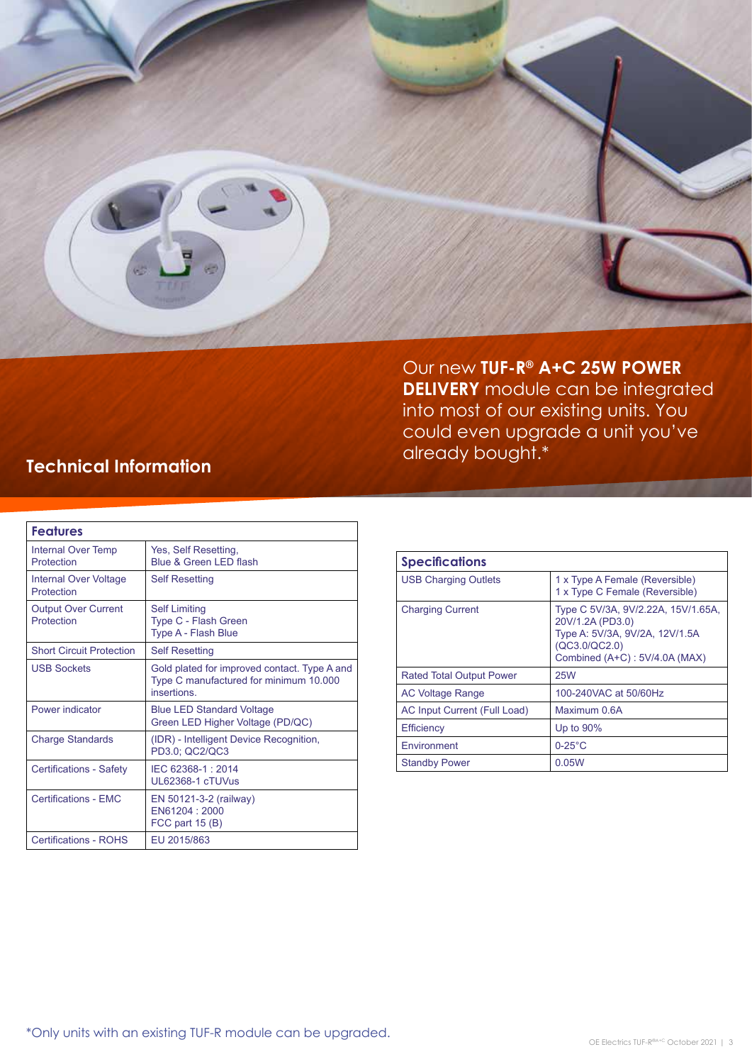Our new **TUF-R® A+C 25W POWER DELIVERY** module can be integrated into most of our existing units. You could even upgrade a unit you've already bought.*

## Technical Information

| Features | |
|---|---|
| Internal Over Temp Protection | Yes, Self Resetting, Blue & Green LED flash |
| Internal Over Voltage Protection | Self Resetting |
| Output Over Current Protection | Self Limiting<br>Type C - Flash Green<br>Type A - Flash Blue |
| Short Circuit Protection | Self Resetting |
| USB Sockets | Gold plated for improved contact. Type A and Type C manufactured for minimum 10.000 insertions. |
| Power indicator | Blue LED Standard Voltage<br>Green LED Higher Voltage (PD/QC) |
| Charge Standards | (IDR) - Intelligent Device Recognition, PD3.0; QC2/QC3 |
| Certifications - Safety | IEC 62368-1 : 2014<br>UL62368-1 cTUVus |
| Certifications - EMC | EN 50121-3-2 (railway)<br>EN61204 : 2000<br>FCC part 15 (B) |
| Certifications - ROHS | EU 2015/863 |

| Specifications | |
|---|---|
| USB Charging Outlets | 1 x Type A Female (Reversible)<br>1 x Type C Female (Reversible) |
| Charging Current | Type C 5V/3A, 9V/2.22A, 15V/1.65A, 20V/1.2A (PD3.0)<br>Type A: 5V/3A, 9V/2A, 12V/1.5A (QC3.0/QC2.0)<br>Combined (A+C) : 5V/4.0A (MAX) |
| Rated Total Output Power | 25W |
| AC Voltage Range | 100-240VAC at 50/60Hz |
| AC Input Current (Full Load) | Maximum 0.6A |
| Efficiency | Up to 90% |
| Environment | 0-25°C |
| Standby Power | 0.05W |

*Only units with an existing TUF-R module can be upgraded.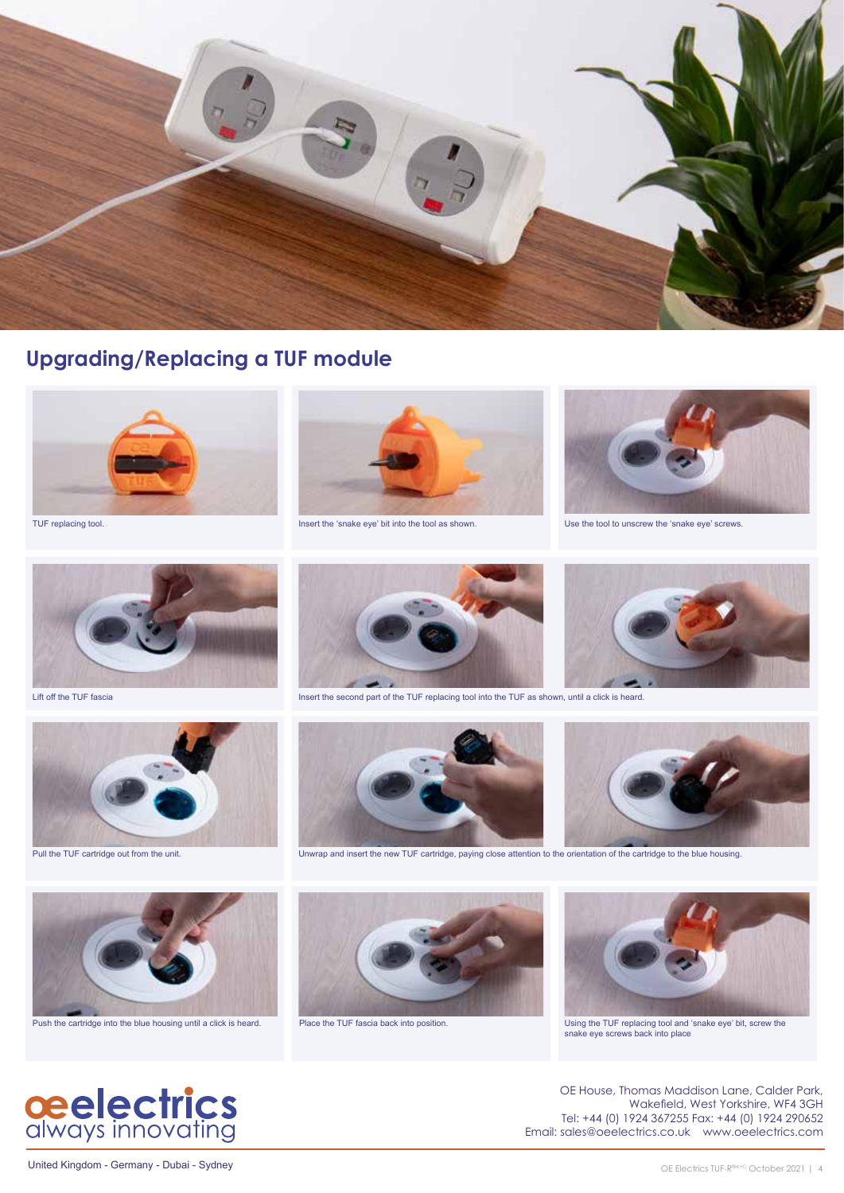## Upgrading/Replacing a TUF module

TUF replacing tool.

Insert the 'snake eye' bit into the tool as shown.

Use the tool to unscrew the 'snake eye' screws.

Lift off the TUF fascia

Insert the second part of the TUF replacing tool into the TUF as shown, until a click is heard.

Pull the TUF cartridge out from the unit.

Unwrap and insert the new TUF cartridge, paying close attention to the orientation of the cartridge to the blue housing.

Push the cartridge into the blue housing until a click is heard.

Place the TUF fascia back into position.

Using the TUF replacing tool and 'snake eye' bit, screw the snake eye screws back into place

oeelectrics
always innovating

OE House, Thomas Maddison Lane, Calder Park,
Wakefield, West Yorkshire, WF4 3GH
Tel: +44 (0) 1924 367255 Fax: +44 (0) 1924 290652
Email: sales@oeelectrics.co.uk www.oeelectrics.com

United Kingdom - Germany - Dubai - Sydney